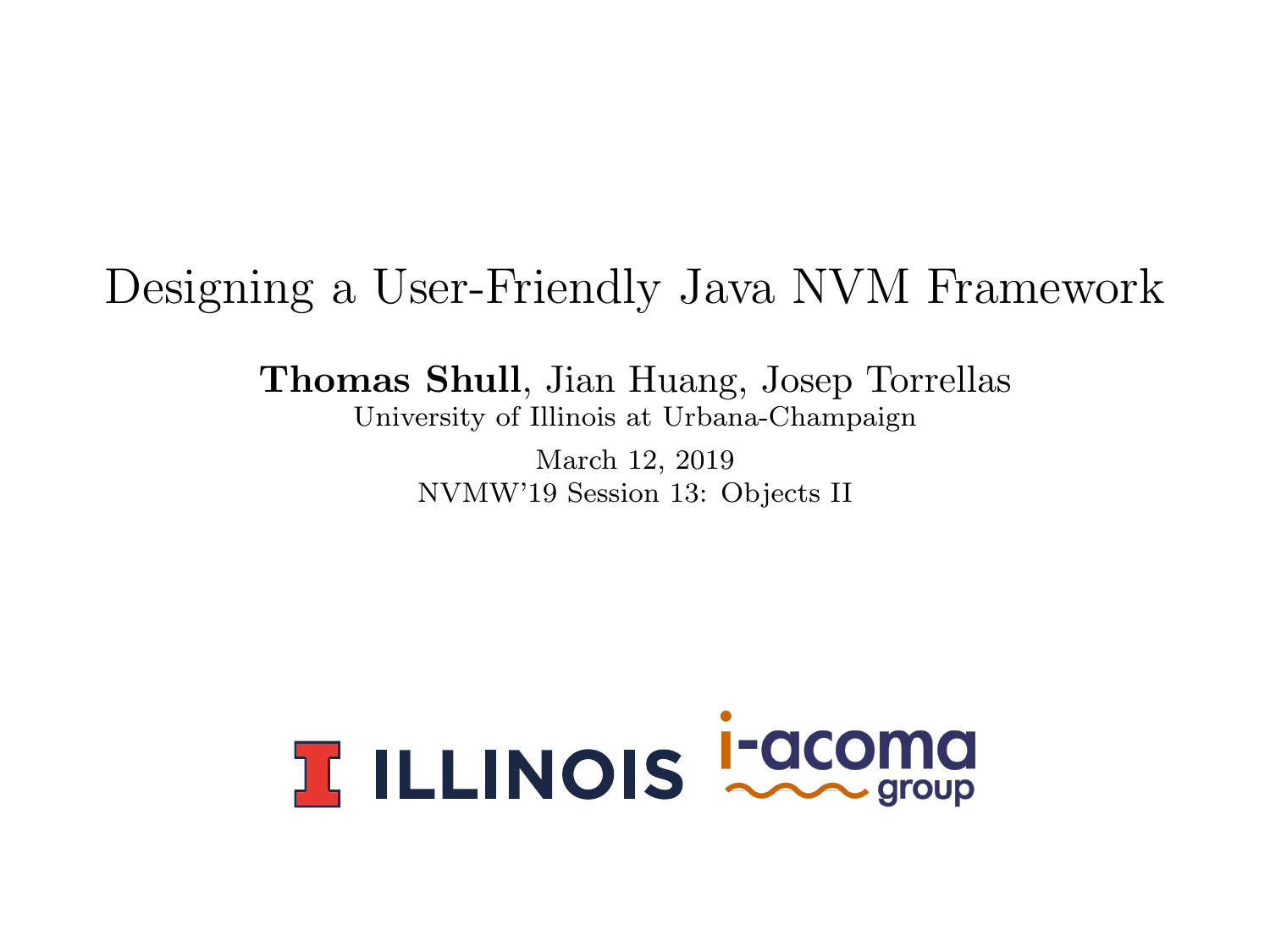# Designing a User-Friendly Java NVM Framework

**Thomas Shull**, Jian Huang, Josep Torrellas
University of Illinois at Urbana-Champaign

March 12, 2019
NVMW'19 Session 13: Objects II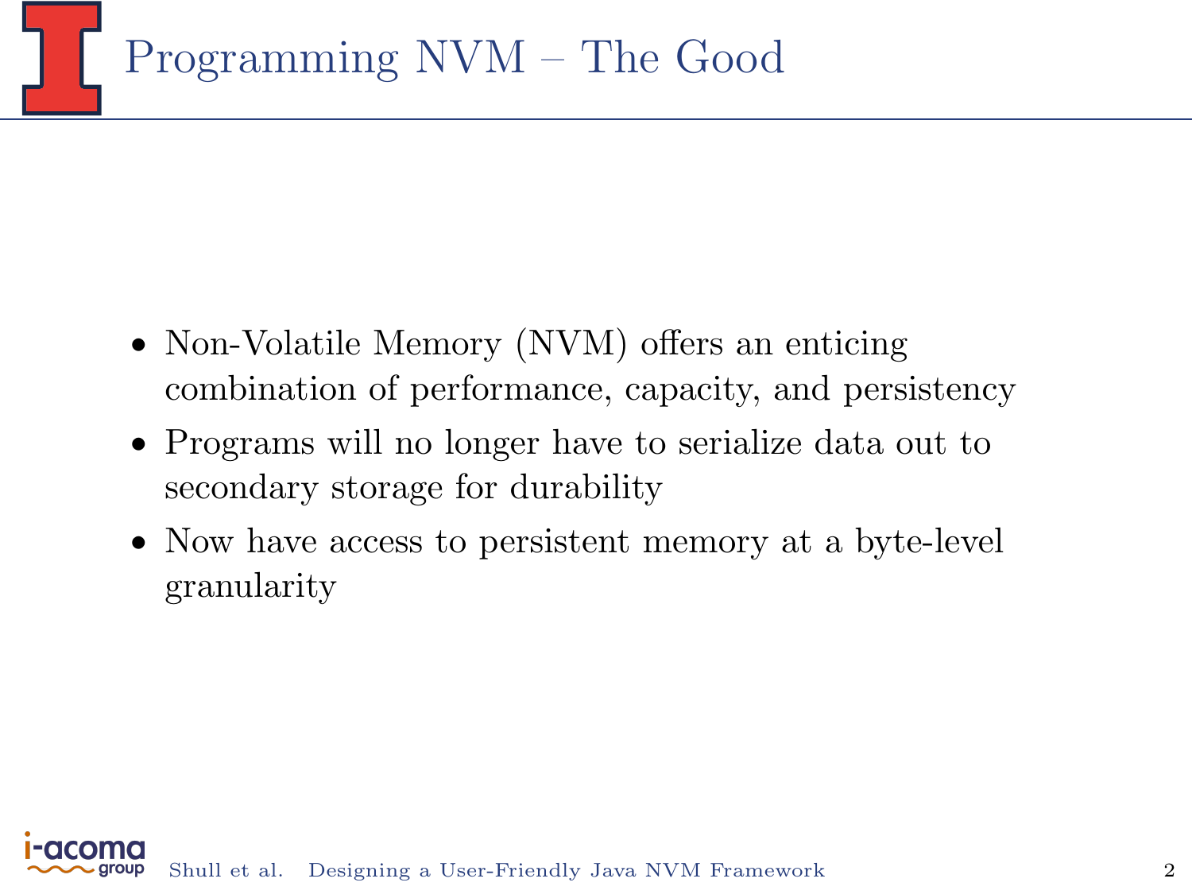# Programming NVM – The Good

- Non-Volatile Memory (NVM) offers an enticing combination of performance, capacity, and persistency
- Programs will no longer have to serialize data out to secondary storage for durability
- Now have access to persistent memory at a byte-level granularity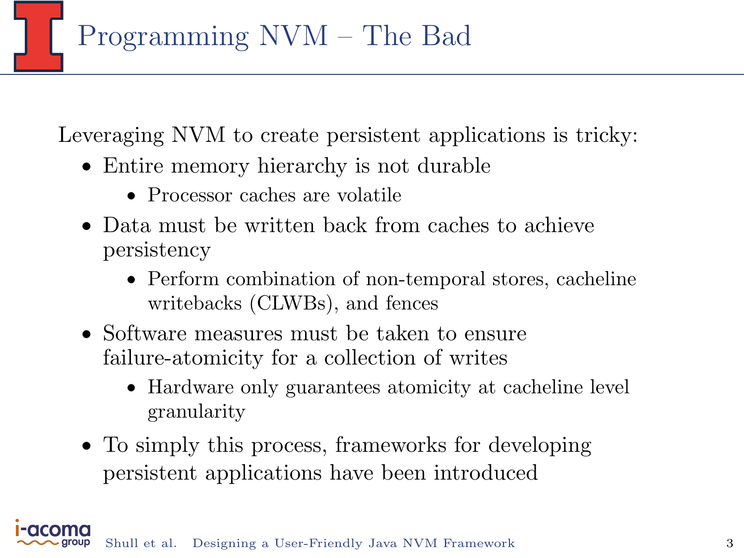# Programming NVM – The Bad

Leveraging NVM to create persistent applications is tricky:

- Entire memory hierarchy is not durable
  - Processor caches are volatile
- Data must be written back from caches to achieve persistency
  - Perform combination of non-temporal stores, cacheline writebacks (CLWBs), and fences
- Software measures must be taken to ensure failure-atomicity for a collection of writes
  - Hardware only guarantees atomicity at cacheline level granularity
- To simply this process, frameworks for developing persistent applications have been introduced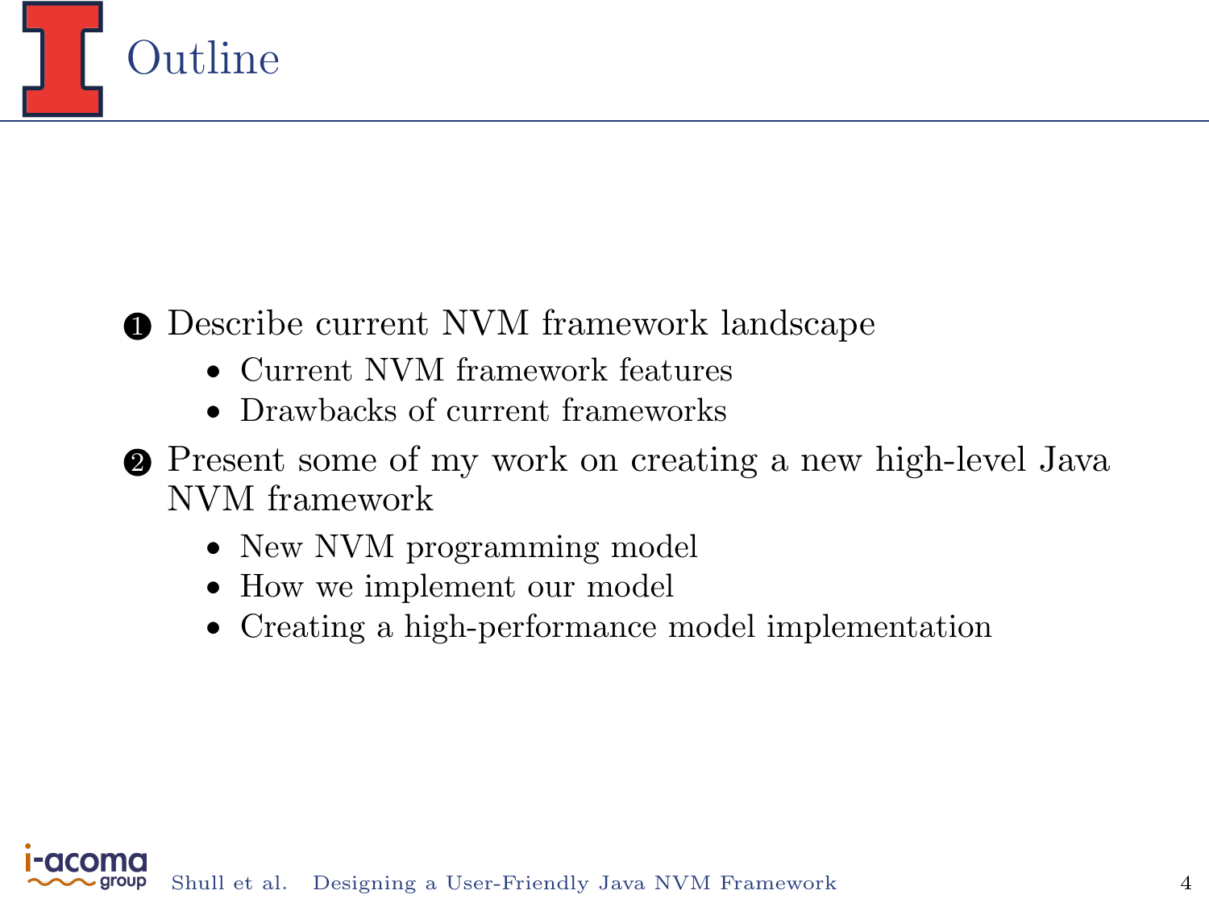# Outline

1. Describe current NVM framework landscape
   - Current NVM framework features
   - Drawbacks of current frameworks
2. Present some of my work on creating a new high-level Java NVM framework
   - New NVM programming model
   - How we implement our model
   - Creating a high-performance model implementation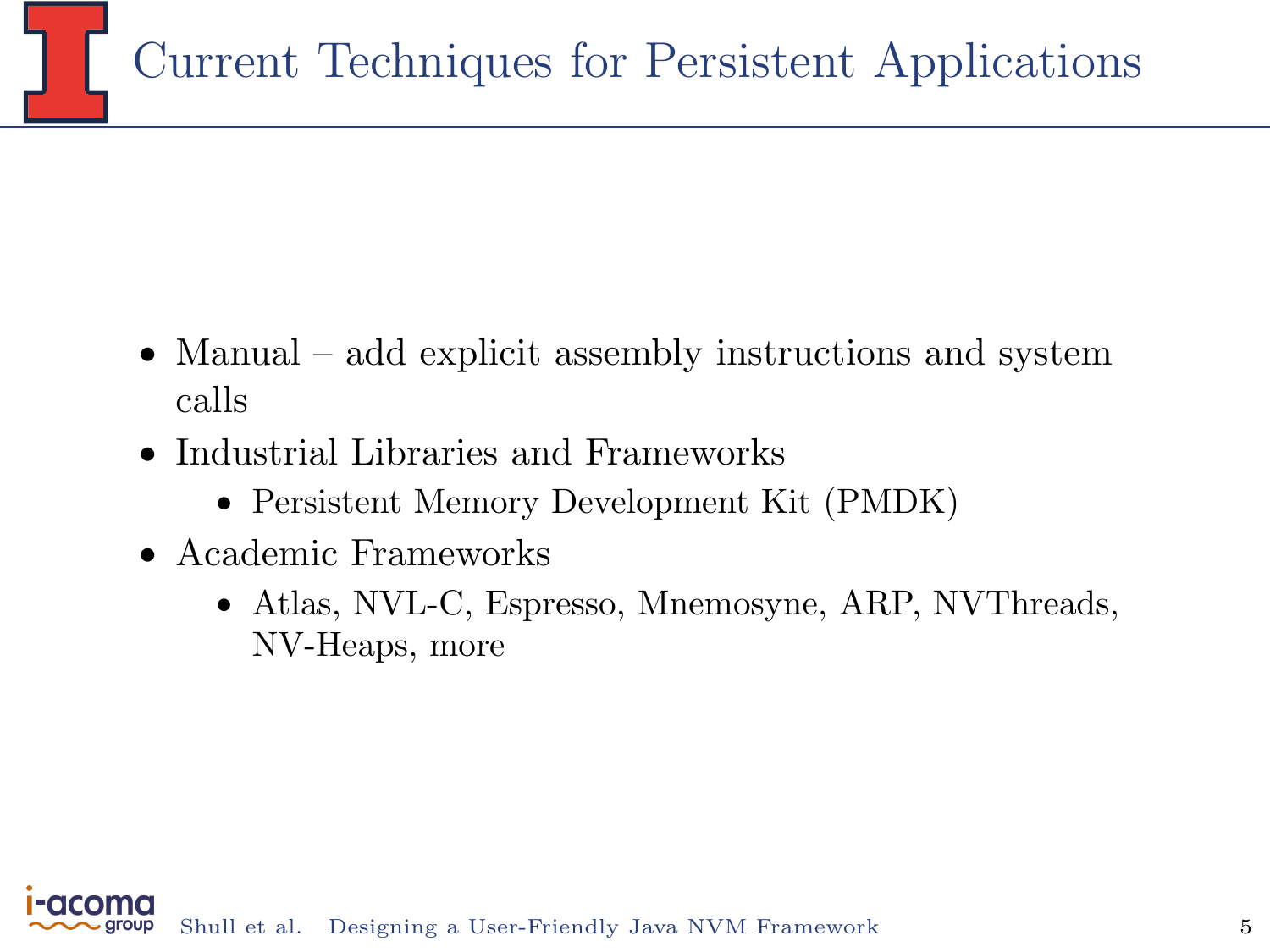# Current Techniques for Persistent Applications

- Manual – add explicit assembly instructions and system calls
- Industrial Libraries and Frameworks
  - Persistent Memory Development Kit (PMDK)
- Academic Frameworks
  - Atlas, NVL-C, Espresso, Mnemosyne, ARP, NVThreads, NV-Heaps, more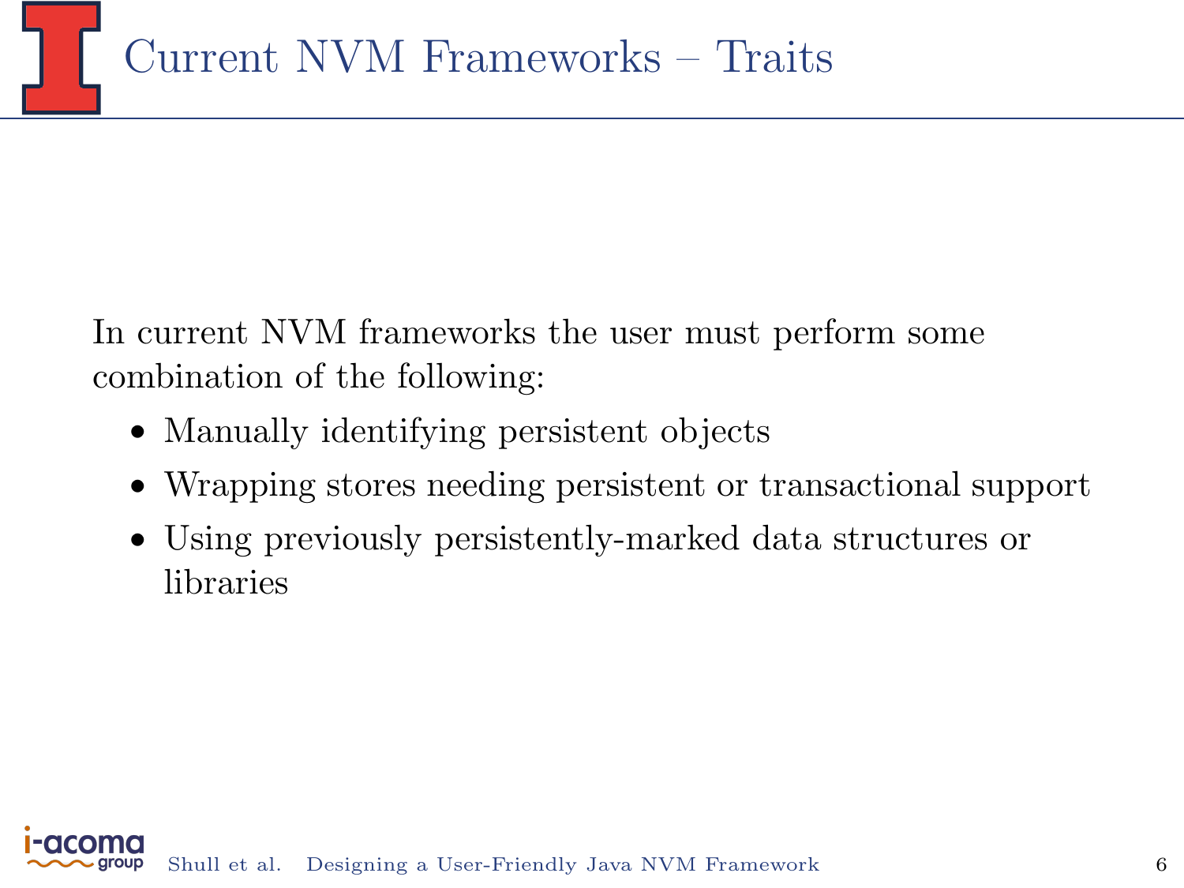# Current NVM Frameworks – Traits

In current NVM frameworks the user must perform some combination of the following:

- Manually identifying persistent objects
- Wrapping stores needing persistent or transactional support
- Using previously persistently-marked data structures or libraries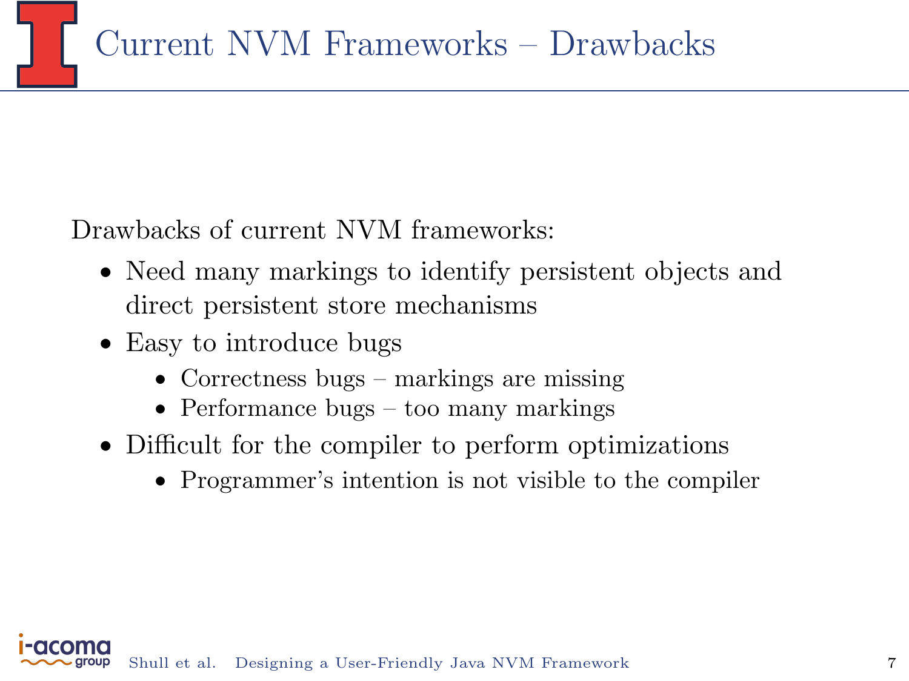# Current NVM Frameworks – Drawbacks

Drawbacks of current NVM frameworks:

- Need many markings to identify persistent objects and direct persistent store mechanisms
- Easy to introduce bugs
  - Correctness bugs – markings are missing
  - Performance bugs – too many markings
- Difficult for the compiler to perform optimizations
  - Programmer's intention is not visible to the compiler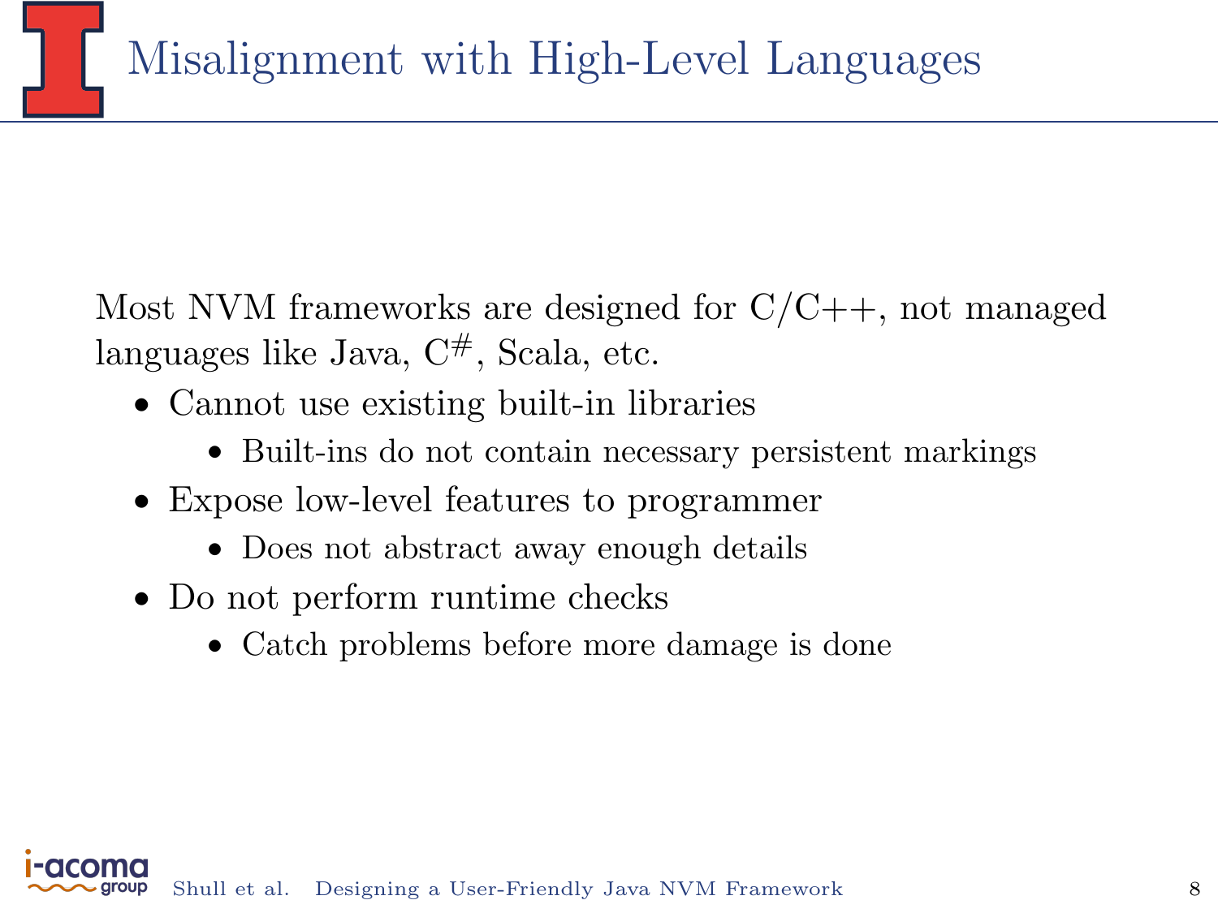# Misalignment with High-Level Languages

Most NVM frameworks are designed for C/C++, not managed languages like Java, C#, Scala, etc.

- Cannot use existing built-in libraries
  - Built-ins do not contain necessary persistent markings
- Expose low-level features to programmer
  - Does not abstract away enough details
- Do not perform runtime checks
  - Catch problems before more damage is done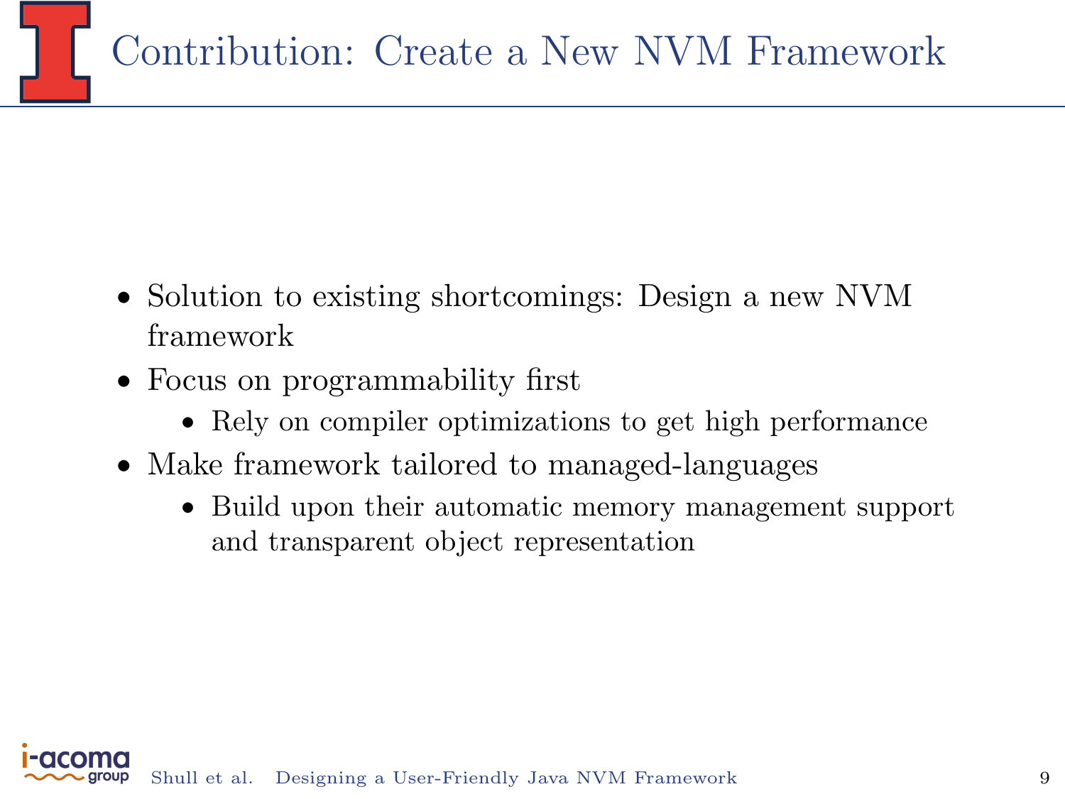# Contribution: Create a New NVM Framework

- Solution to existing shortcomings: Design a new NVM framework
- Focus on programmability first
  - Rely on compiler optimizations to get high performance
- Make framework tailored to managed-languages
  - Build upon their automatic memory management support and transparent object representation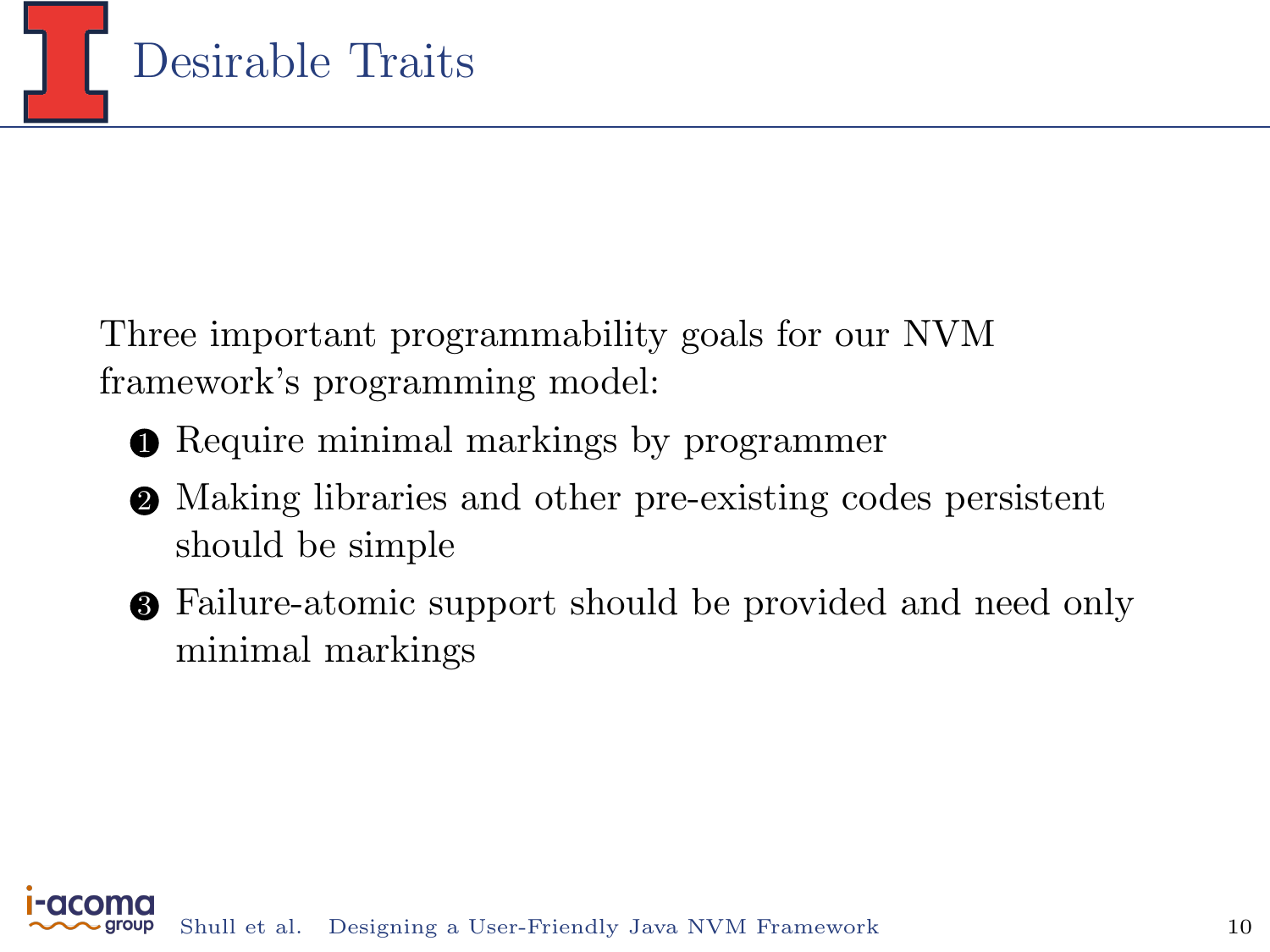# Desirable Traits

Three important programmability goals for our NVM framework's programming model:

1. Require minimal markings by programmer
2. Making libraries and other pre-existing codes persistent should be simple
3. Failure-atomic support should be provided and need only minimal markings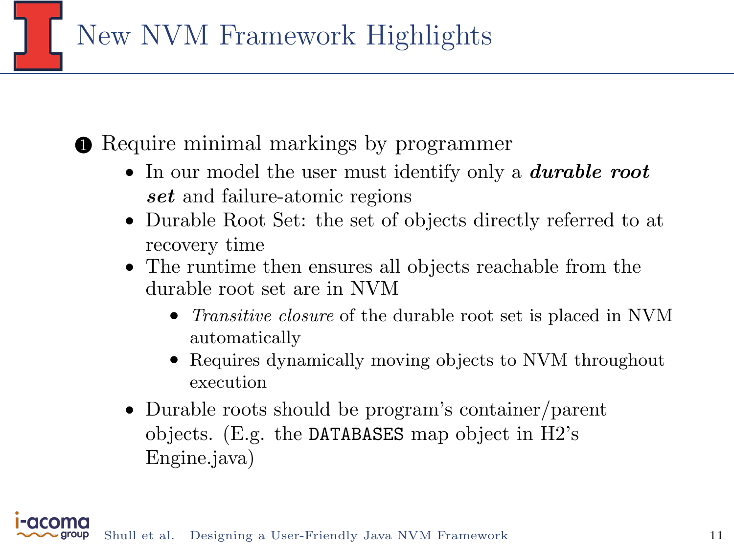# New NVM Framework Highlights

❶ Require minimal markings by programmer

- In our model the user must identify only a ***durable root set*** and failure-atomic regions
- Durable Root Set: the set of objects directly referred to at recovery time
- The runtime then ensures all objects reachable from the durable root set are in NVM
    - *Transitive closure* of the durable root set is placed in NVM automatically
    - Requires dynamically moving objects to NVM throughout execution
- Durable roots should be program's container/parent objects. (E.g. the `DATABASES` map object in H2's Engine.java)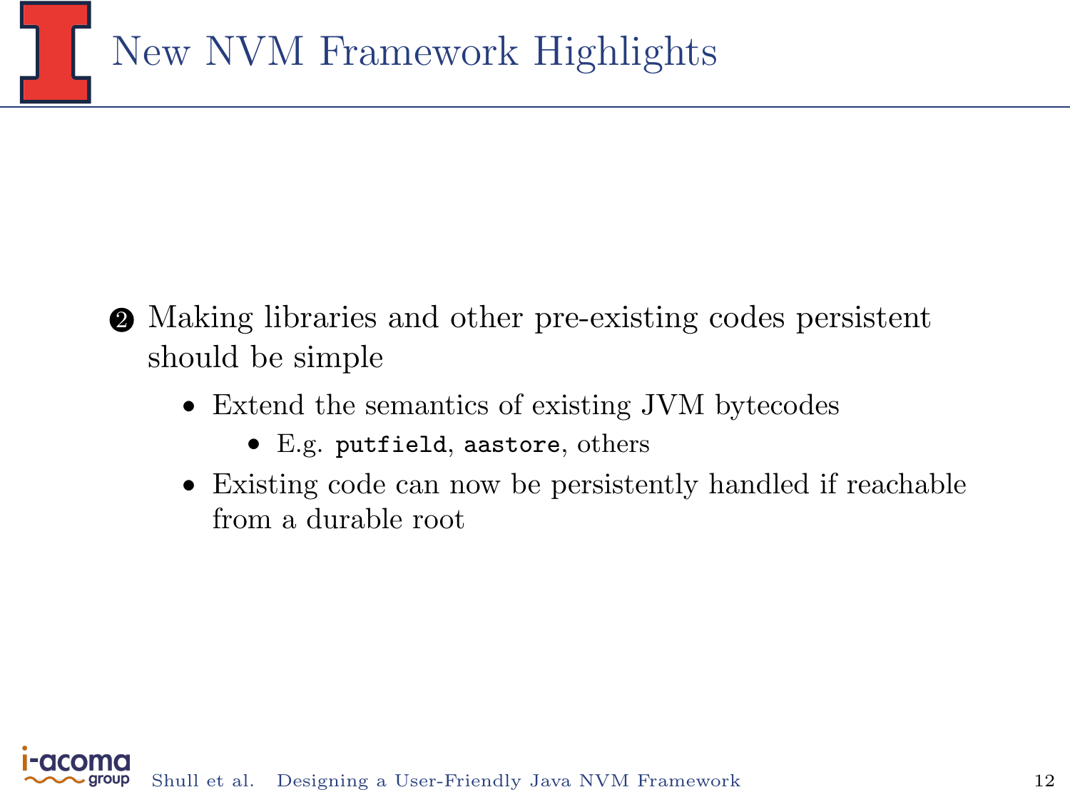# New NVM Framework Highlights

2. Making libraries and other pre-existing codes persistent should be simple
   - Extend the semantics of existing JVM bytecodes
     - E.g. `putfield`, `aastore`, others
   - Existing code can now be persistently handled if reachable from a durable root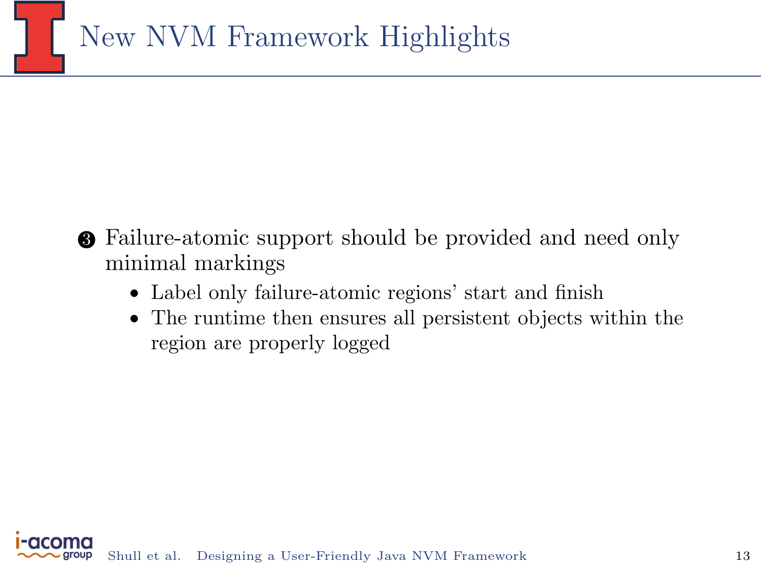# New NVM Framework Highlights

3. Failure-atomic support should be provided and need only minimal markings
   - Label only failure-atomic regions' start and finish
   - The runtime then ensures all persistent objects within the region are properly logged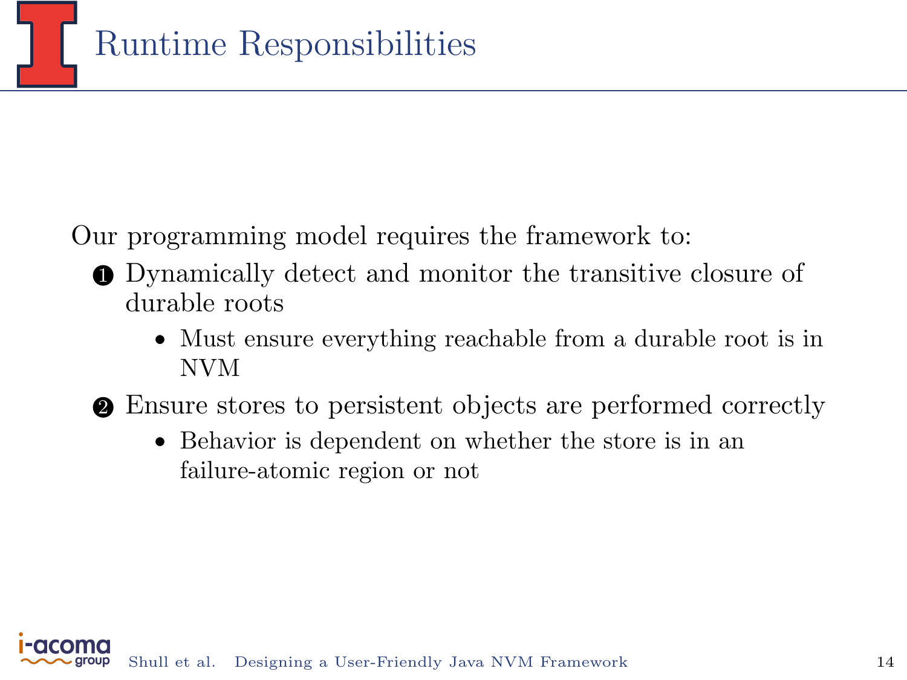# Runtime Responsibilities

Our programming model requires the framework to:

1. Dynamically detect and monitor the transitive closure of durable roots
   - Must ensure everything reachable from a durable root is in NVM
2. Ensure stores to persistent objects are performed correctly
   - Behavior is dependent on whether the store is in an failure-atomic region or not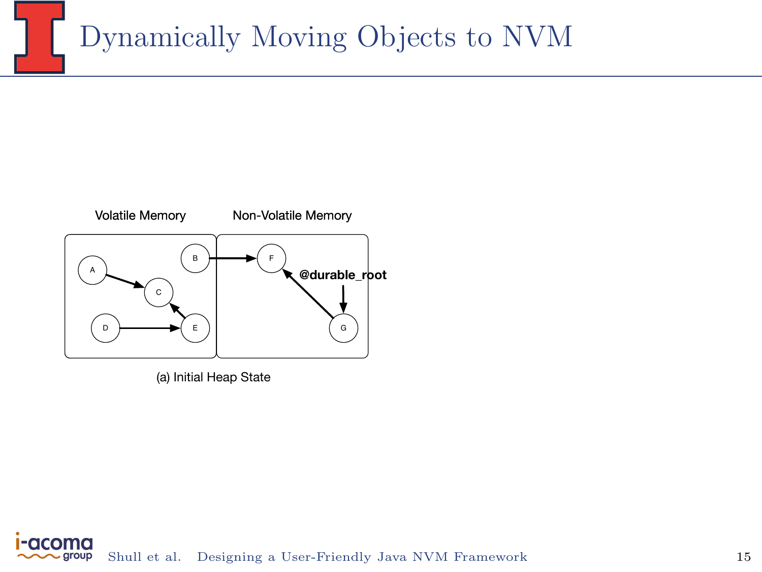# Dynamically Moving Objects to NVM

Volatile Memory

Non-Volatile Memory

@durable_root

(a) Initial Heap State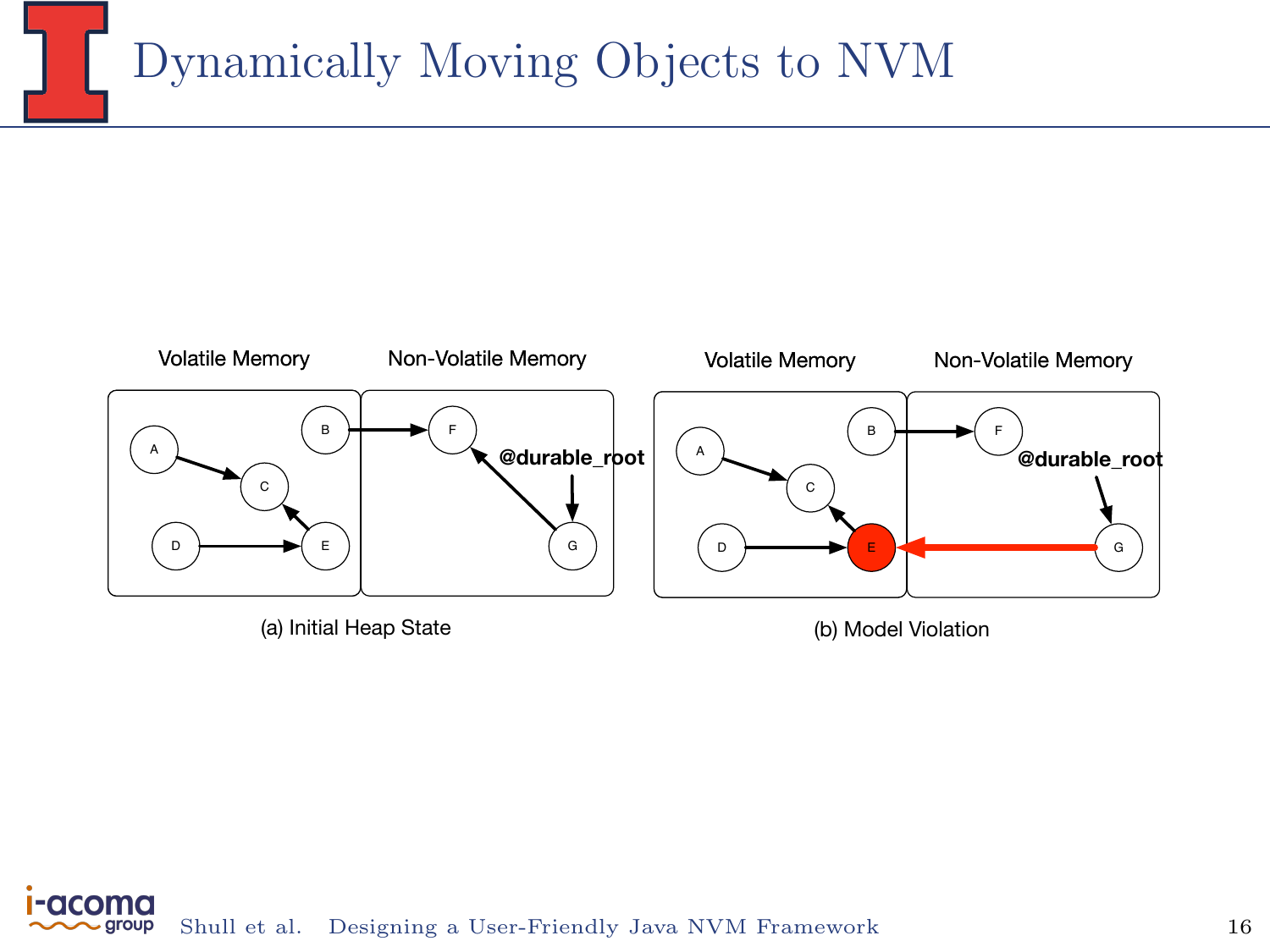# Dynamically Moving Objects to NVM

Volatile Memory | Non-Volatile Memory

@durable_root

(a) Initial Heap State

Volatile Memory | Non-Volatile Memory

@durable_root

(b) Model Violation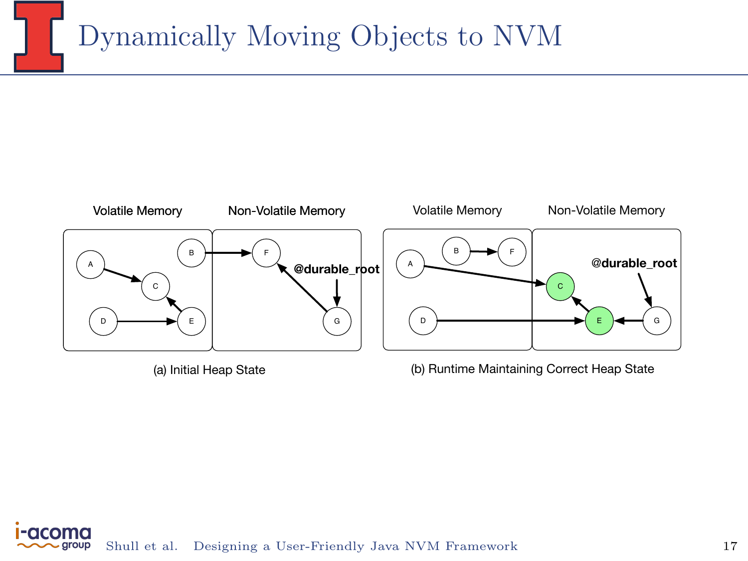# Dynamically Moving Objects to NVM

Volatile Memory | Non-Volatile Memory

(a) Initial Heap State

Volatile Memory | Non-Volatile Memory

(b) Runtime Maintaining Correct Heap State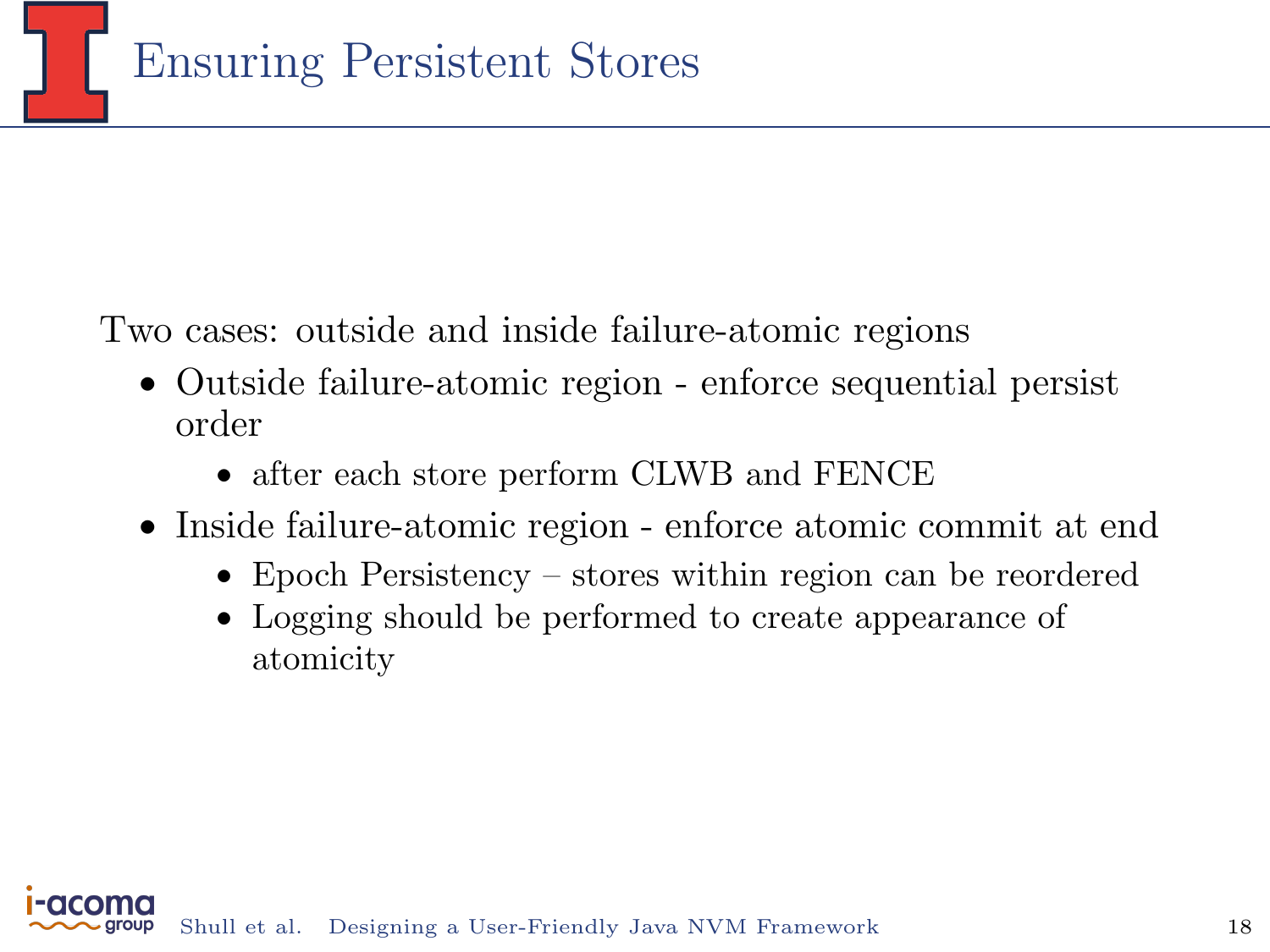# Ensuring Persistent Stores

Two cases: outside and inside failure-atomic regions

- Outside failure-atomic region - enforce sequential persist order
  - after each store perform CLWB and FENCE
- Inside failure-atomic region - enforce atomic commit at end
  - Epoch Persistency – stores within region can be reordered
  - Logging should be performed to create appearance of atomicity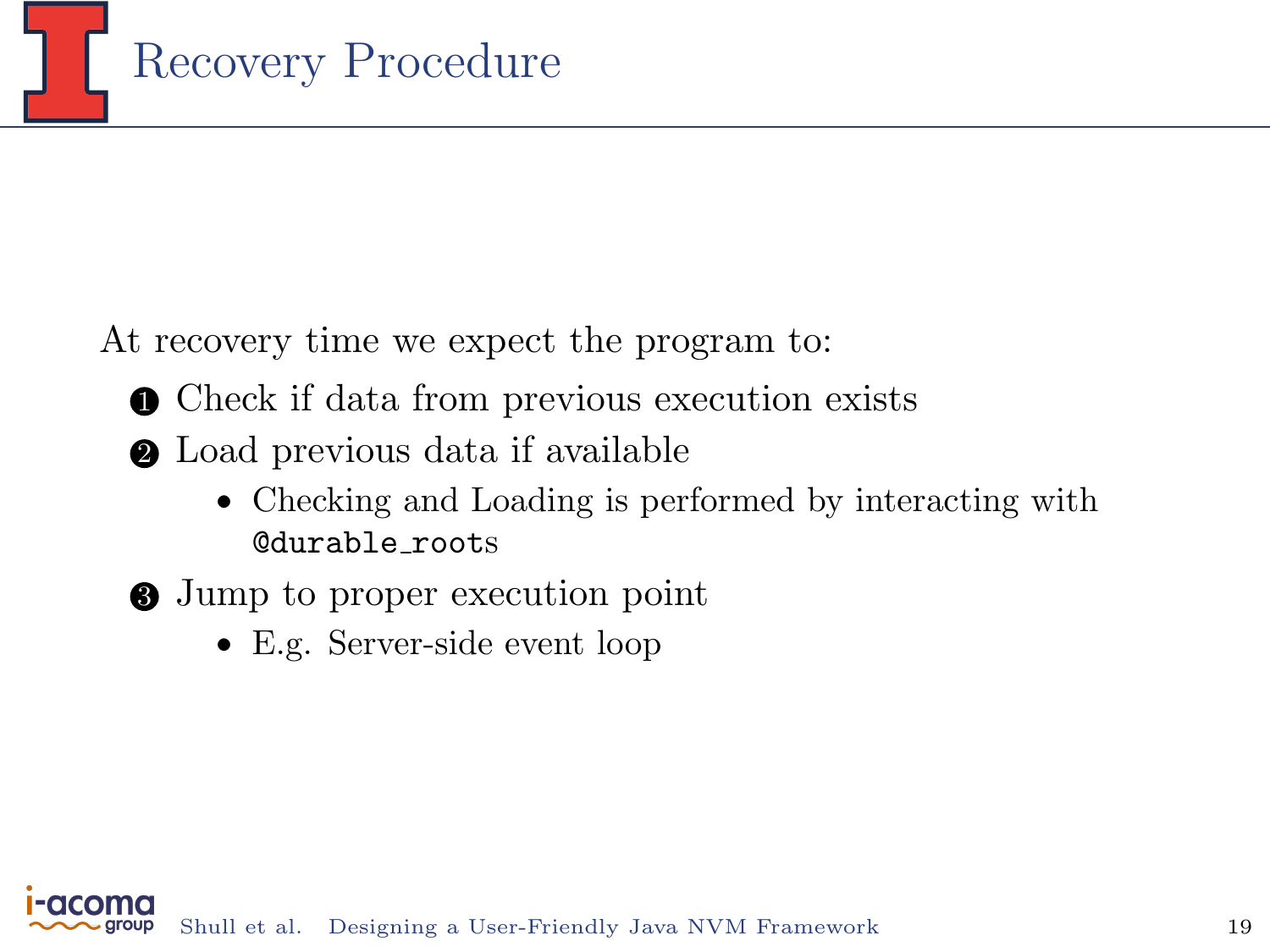# Recovery Procedure

At recovery time we expect the program to:

1. Check if data from previous execution exists
2. Load previous data if available
   - Checking and Loading is performed by interacting with `@durable_roots`
3. Jump to proper execution point
   - E.g. Server-side event loop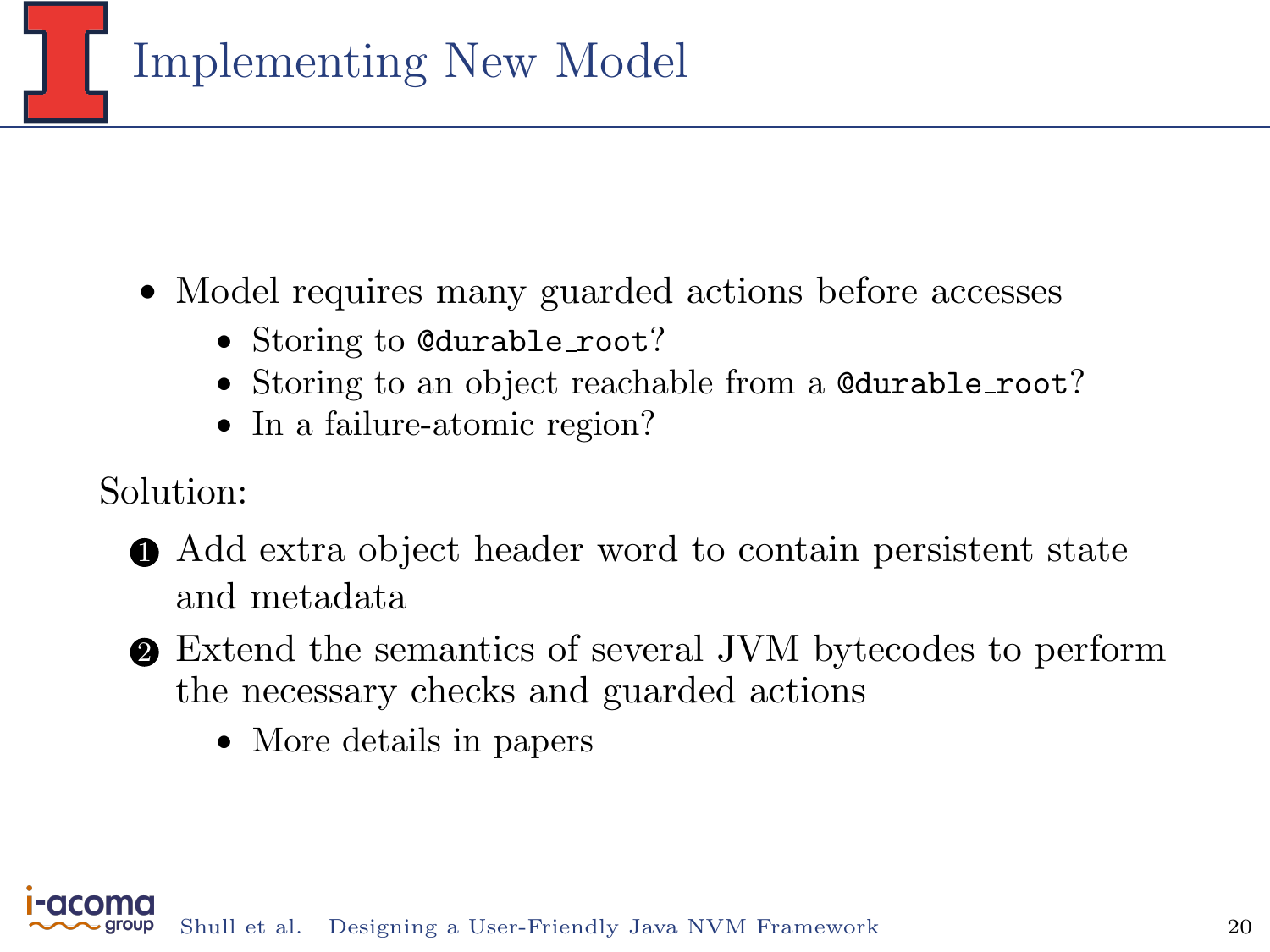# Implementing New Model

- Model requires many guarded actions before accesses
  - Storing to `@durable_root`?
  - Storing to an object reachable from a `@durable_root`?
  - In a failure-atomic region?

Solution:

1. Add extra object header word to contain persistent state and metadata
2. Extend the semantics of several JVM bytecodes to perform the necessary checks and guarded actions
   - More details in papers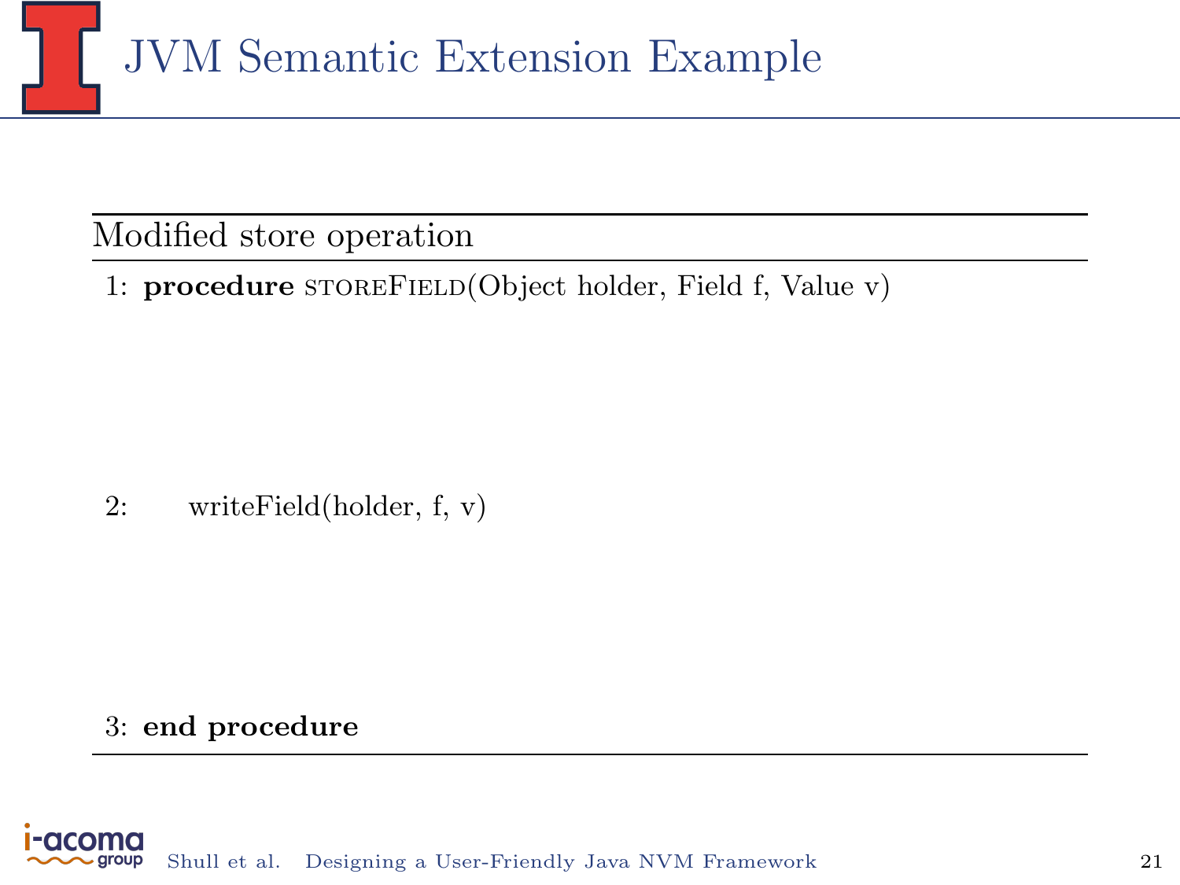# JVM Semantic Extension Example

**Modified store operation**

```
1: procedure STOREFIELD(Object holder, Field f, Value v)
2:     writeField(holder, f, v)
3: end procedure
```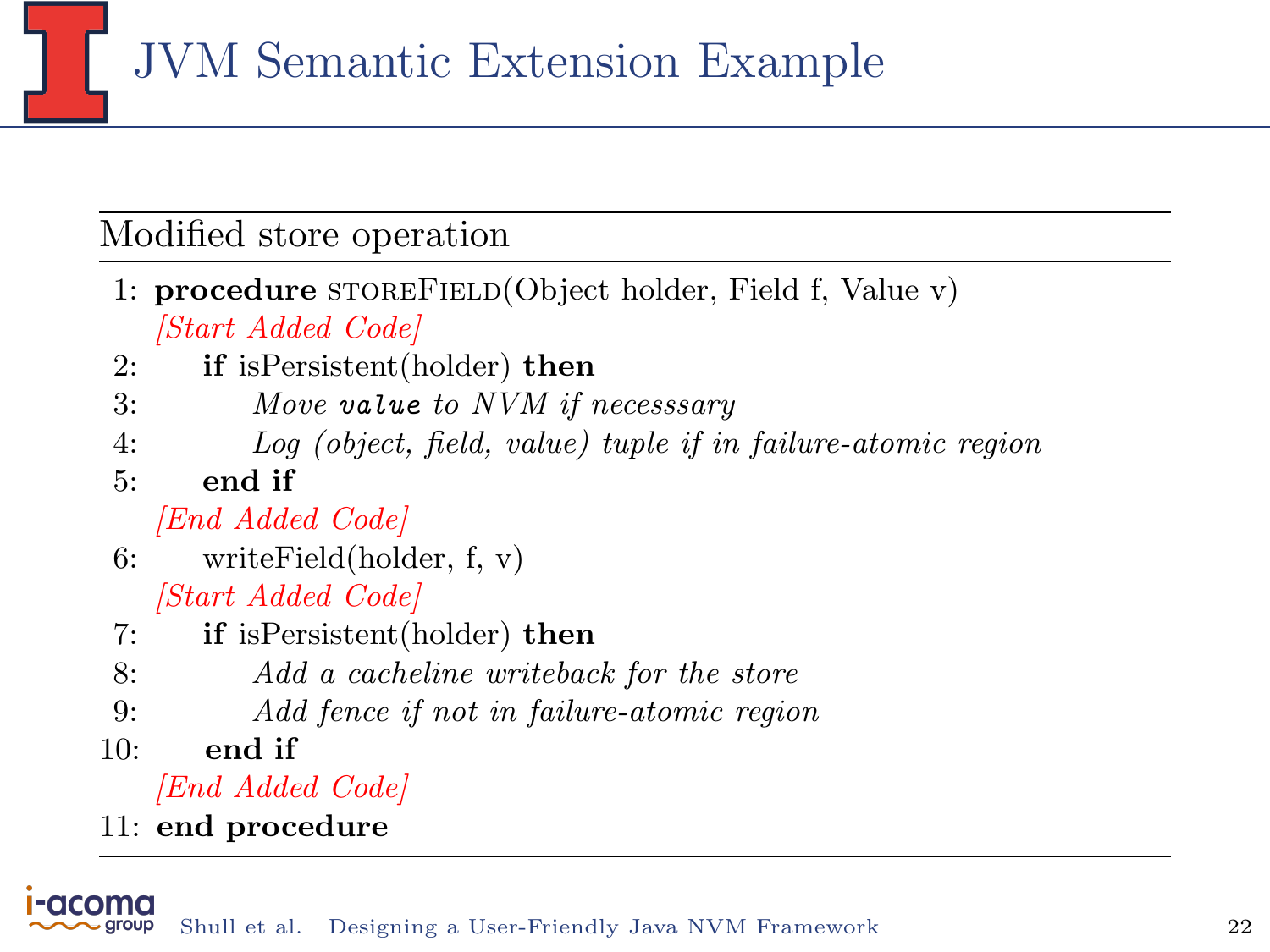# JVM Semantic Extension Example

**Modified store operation**

```
1:  procedure STOREFIELD(Object holder, Field f, Value v)
    [Start Added Code]
2:      if isPersistent(holder) then
3:          Move value to NVM if necesssary
4:          Log (object, field, value) tuple if in failure-atomic region
5:      end if
    [End Added Code]
6:      writeField(holder, f, v)
    [Start Added Code]
7:      if isPersistent(holder) then
8:          Add a cacheline writeback for the store
9:          Add fence if not in failure-atomic region
10:     end if
    [End Added Code]
11: end procedure
```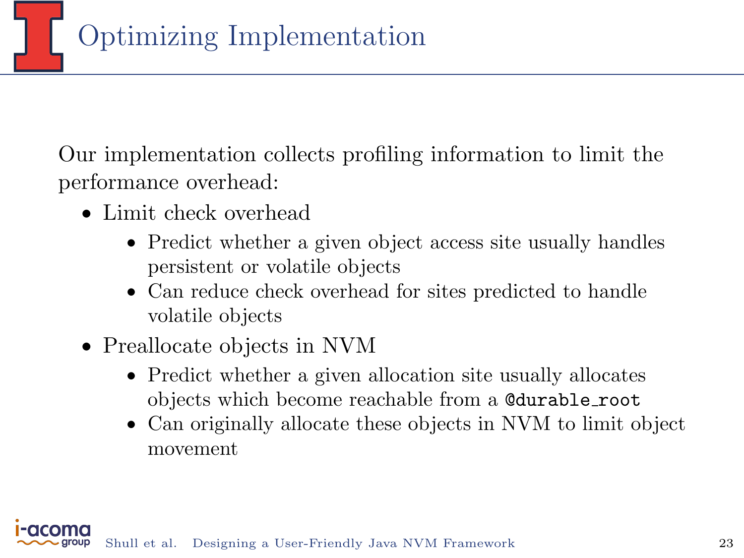# Optimizing Implementation

Our implementation collects profiling information to limit the performance overhead:

- Limit check overhead
  - Predict whether a given object access site usually handles persistent or volatile objects
  - Can reduce check overhead for sites predicted to handle volatile objects
- Preallocate objects in NVM
  - Predict whether a given allocation site usually allocates objects which become reachable from a `@durable_root`
  - Can originally allocate these objects in NVM to limit object movement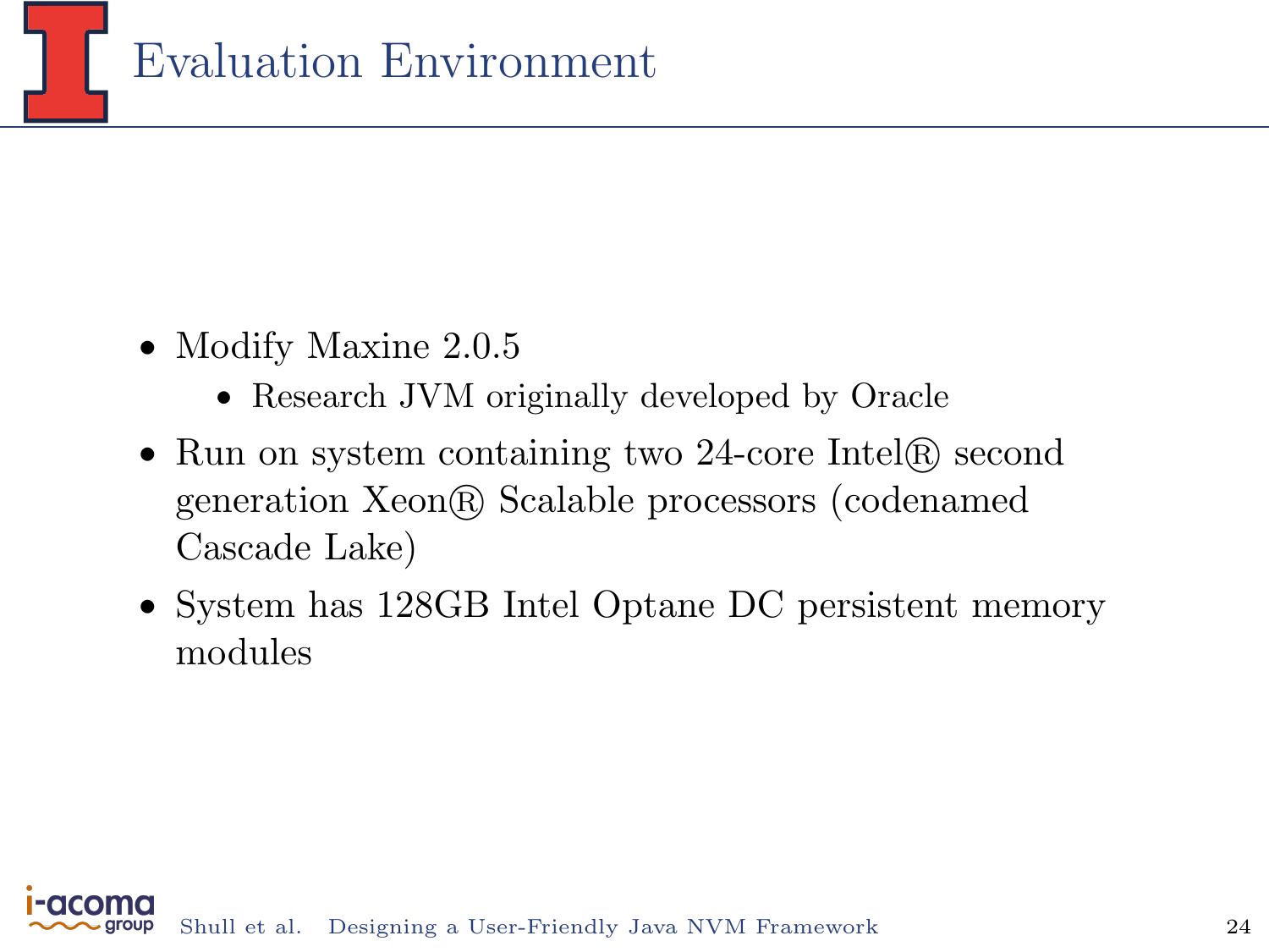# Evaluation Environment

- Modify Maxine 2.0.5
  - Research JVM originally developed by Oracle
- Run on system containing two 24-core Intel® second generation Xeon® Scalable processors (codenamed Cascade Lake)
- System has 128GB Intel Optane DC persistent memory modules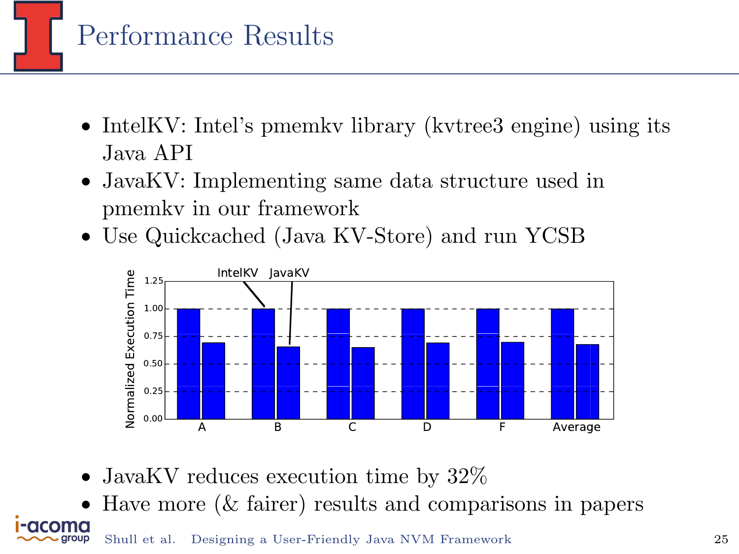# Performance Results

- IntelKV: Intel's pmemkv library (kvtree3 engine) using its Java API
- JavaKV: Implementing same data structure used in pmemkv in our framework
- Use Quickcached (Java KV-Store) and run YCSB

- JavaKV reduces execution time by 32%
- Have more (& fairer) results and comparisons in papers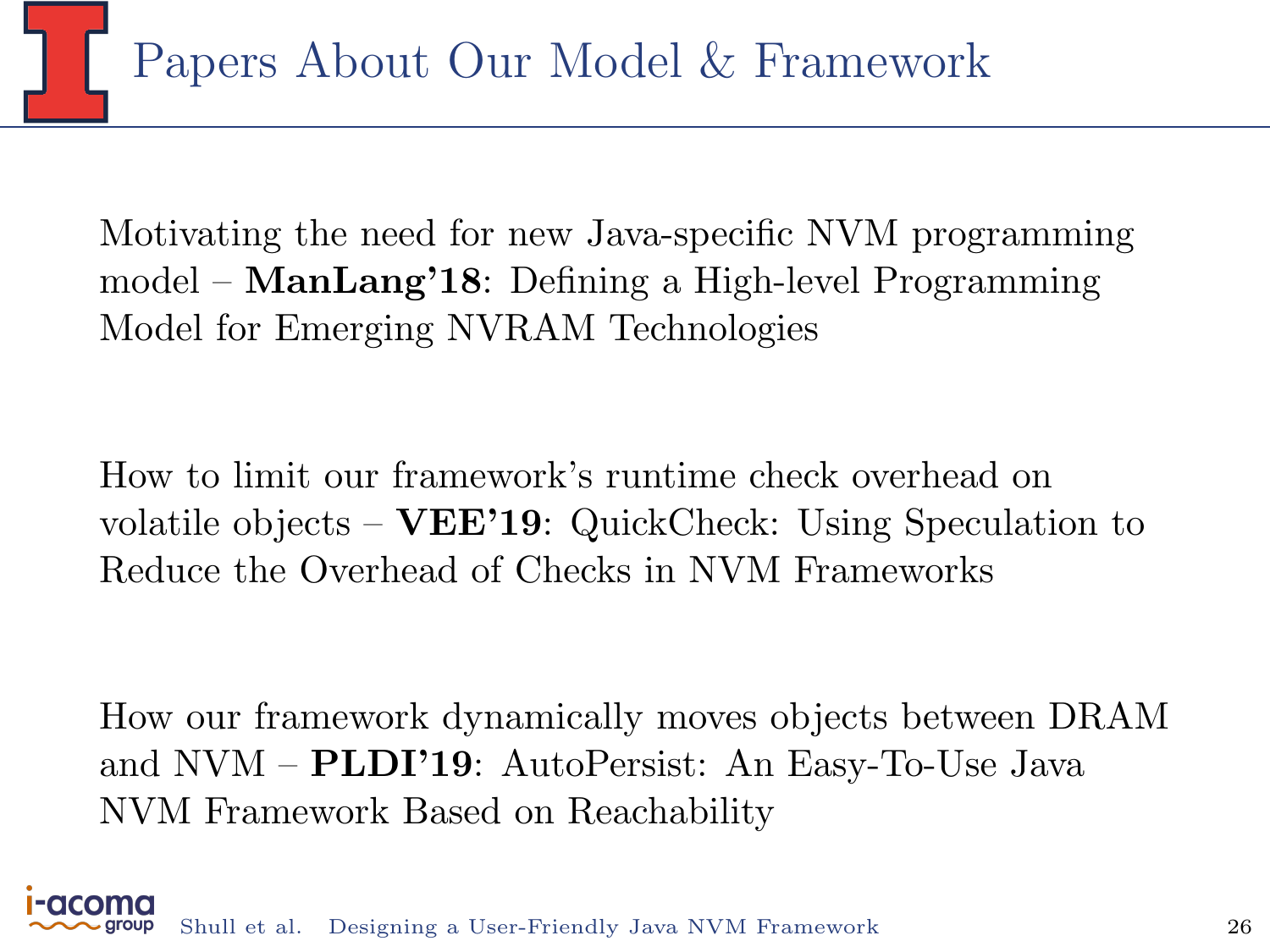# Papers About Our Model & Framework

Motivating the need for new Java-specific NVM programming model – **ManLang'18**: Defining a High-level Programming Model for Emerging NVRAM Technologies

How to limit our framework's runtime check overhead on volatile objects – **VEE'19**: QuickCheck: Using Speculation to Reduce the Overhead of Checks in NVM Frameworks

How our framework dynamically moves objects between DRAM and NVM – **PLDI'19**: AutoPersist: An Easy-To-Use Java NVM Framework Based on Reachability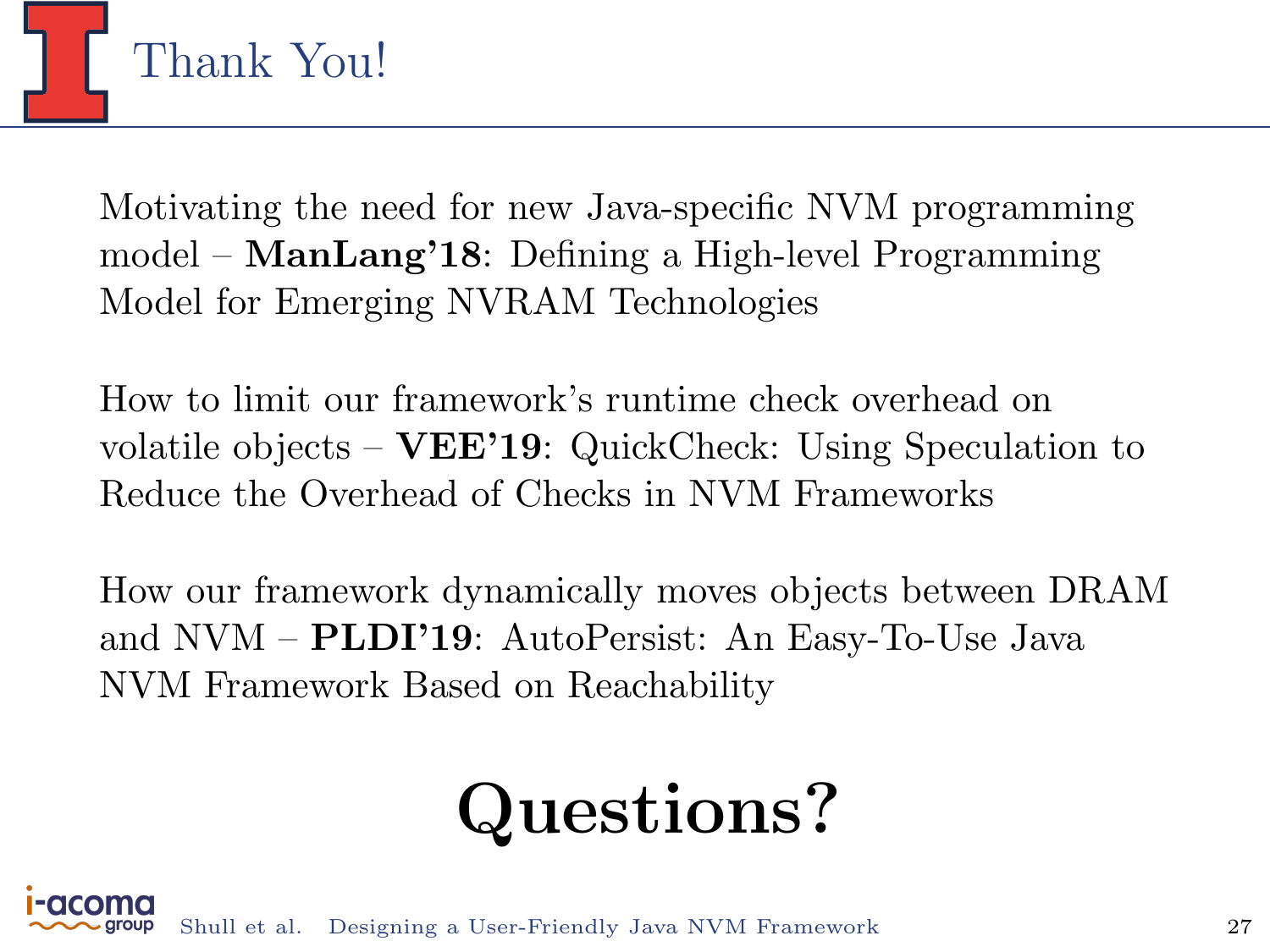# Thank You!

Motivating the need for new Java-specific NVM programming model – **ManLang'18**: Defining a High-level Programming Model for Emerging NVRAM Technologies

How to limit our framework's runtime check overhead on volatile objects – **VEE'19**: QuickCheck: Using Speculation to Reduce the Overhead of Checks in NVM Frameworks

How our framework dynamically moves objects between DRAM and NVM – **PLDI'19**: AutoPersist: An Easy-To-Use Java NVM Framework Based on Reachability

# Questions?